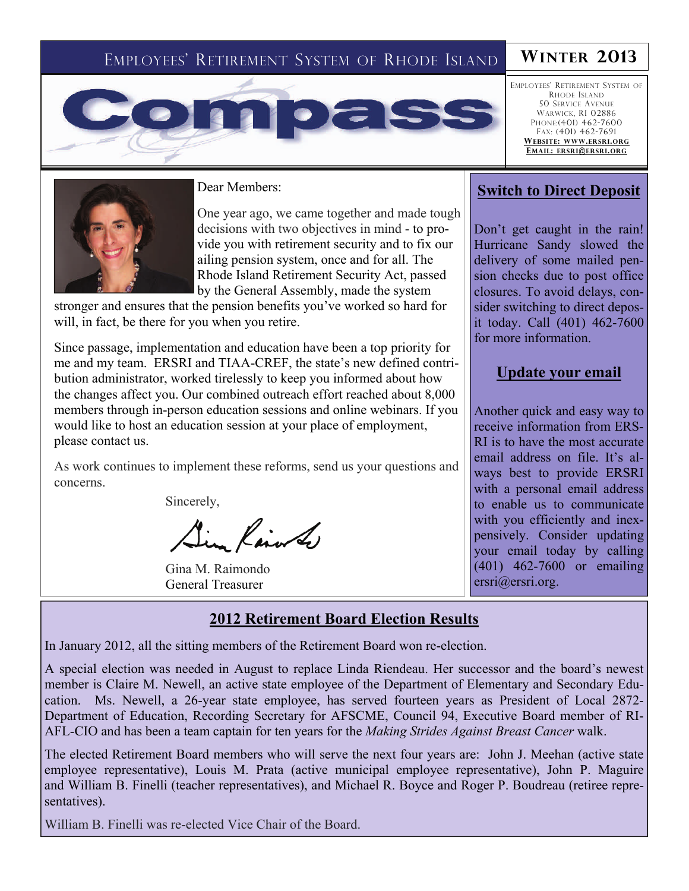# Employees' Retirement System of Rhode Island

# Compass

## Winter 2013

Employees' Retirement System of Rhode Island
50 Service Avenue
Warwick, RI 02886
Phone:(401) 462-7600
Fax: (401) 462-7691
**Website: www.ersri.org**
**Email: ersri@ersri.org**

Dear Members:

One year ago, we came together and made tough decisions with two objectives in mind - to provide you with retirement security and to fix our ailing pension system, once and for all. The Rhode Island Retirement Security Act, passed by the General Assembly, made the system stronger and ensures that the pension benefits you've worked so hard for will, in fact, be there for you when you retire.

Since passage, implementation and education have been a top priority for me and my team. ERSRI and TIAA-CREF, the state's new defined contribution administrator, worked tirelessly to keep you informed about how the changes affect you. Our combined outreach effort reached about 8,000 members through in-person education sessions and online webinars. If you would like to host an education session at your place of employment, please contact us.

As work continues to implement these reforms, send us your questions and concerns.

Sincerely,

Gina M. Raimondo
General Treasurer

## Switch to Direct Deposit

Don't get caught in the rain! Hurricane Sandy slowed the delivery of some mailed pension checks due to post office closures. To avoid delays, consider switching to direct deposit today. Call (401) 462-7600 for more information.

## Update your email

Another quick and easy way to receive information from ERSRI is to have the most accurate email address on file. It's always best to provide ERSRI with a personal email address to enable us to communicate with you efficiently and inexpensively. Consider updating your email today by calling (401) 462-7600 or emailing ersri@ersri.org.

## 2012 Retirement Board Election Results

In January 2012, all the sitting members of the Retirement Board won re-election.

A special election was needed in August to replace Linda Riendeau. Her successor and the board's newest member is Claire M. Newell, an active state employee of the Department of Elementary and Secondary Education. Ms. Newell, a 26-year state employee, has served fourteen years as President of Local 2872-Department of Education, Recording Secretary for AFSCME, Council 94, Executive Board member of RI-AFL-CIO and has been a team captain for ten years for the *Making Strides Against Breast Cancer* walk.

The elected Retirement Board members who will serve the next four years are: John J. Meehan (active state employee representative), Louis M. Prata (active municipal employee representative), John P. Maguire and William B. Finelli (teacher representatives), and Michael R. Boyce and Roger P. Boudreau (retiree representatives).

William B. Finelli was re-elected Vice Chair of the Board.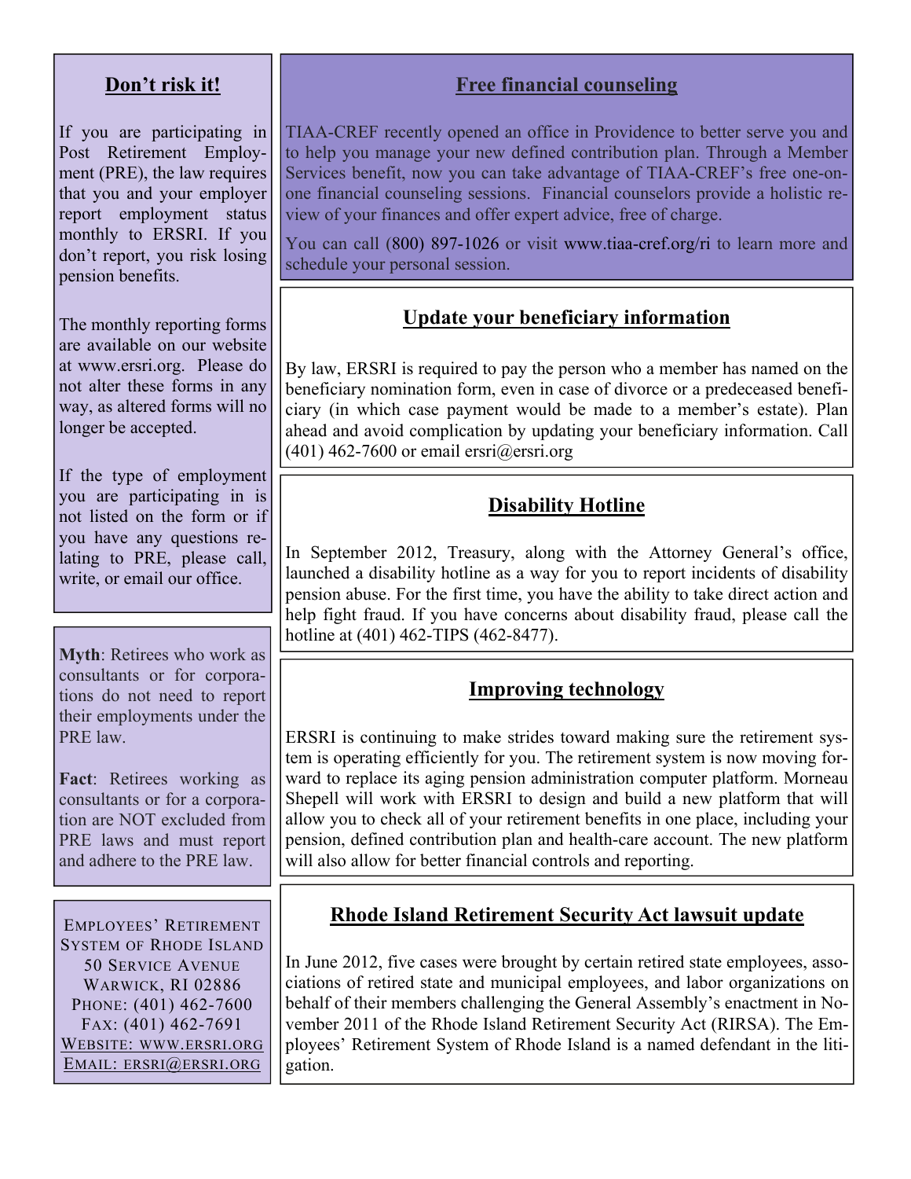## Don't risk it!

If you are participating in Post Retirement Employment (PRE), the law requires that you and your employer report employment status monthly to ERSRI. If you don't report, you risk losing pension benefits.

The monthly reporting forms are available on our website at www.ersri.org. Please do not alter these forms in any way, as altered forms will no longer be accepted.

If the type of employment you are participating in is not listed on the form or if you have any questions relating to PRE, please call, write, or email our office.

**Myth**: Retirees who work as consultants or for corporations do not need to report their employments under the PRE law.

**Fact**: Retirees working as consultants or for a corporation are NOT excluded from PRE laws and must report and adhere to the PRE law.

EMPLOYEES' RETIREMENT SYSTEM OF RHODE ISLAND
50 SERVICE AVENUE
WARWICK, RI 02886
PHONE: (401) 462-7600
FAX: (401) 462-7691
WEBSITE: WWW.ERSRI.ORG
EMAIL: ERSRI@ERSRI.ORG

## Free financial counseling

TIAA-CREF recently opened an office in Providence to better serve you and to help you manage your new defined contribution plan. Through a Member Services benefit, now you can take advantage of TIAA-CREF's free one-on-one financial counseling sessions. Financial counselors provide a holistic review of your finances and offer expert advice, free of charge.

You can call (800) 897-1026 or visit www.tiaa-cref.org/ri to learn more and schedule your personal session.

## Update your beneficiary information

By law, ERSRI is required to pay the person who a member has named on the beneficiary nomination form, even in case of divorce or a predeceased beneficiary (in which case payment would be made to a member's estate). Plan ahead and avoid complication by updating your beneficiary information. Call (401) 462-7600 or email ersri@ersri.org

## Disability Hotline

In September 2012, Treasury, along with the Attorney General's office, launched a disability hotline as a way for you to report incidents of disability pension abuse. For the first time, you have the ability to take direct action and help fight fraud. If you have concerns about disability fraud, please call the hotline at (401) 462-TIPS (462-8477).

## Improving technology

ERSRI is continuing to make strides toward making sure the retirement system is operating efficiently for you. The retirement system is now moving forward to replace its aging pension administration computer platform. Morneau Shepell will work with ERSRI to design and build a new platform that will allow you to check all of your retirement benefits in one place, including your pension, defined contribution plan and health-care account. The new platform will also allow for better financial controls and reporting.

## Rhode Island Retirement Security Act lawsuit update

In June 2012, five cases were brought by certain retired state employees, associations of retired state and municipal employees, and labor organizations on behalf of their members challenging the General Assembly's enactment in November 2011 of the Rhode Island Retirement Security Act (RIRSA). The Employees' Retirement System of Rhode Island is a named defendant in the litigation.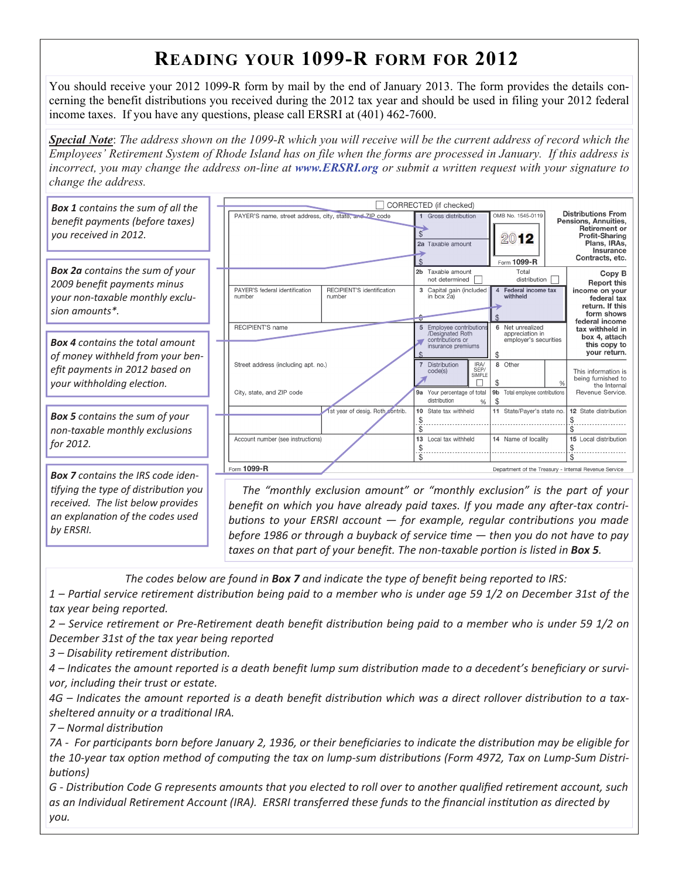# Reading your 1099-R form for 2012

You should receive your 2012 1099-R form by mail by the end of January 2013. The form provides the details concerning the benefit distributions you received during the 2012 tax year and should be used in filing your 2012 federal income taxes. If you have any questions, please call ERSRI at (401) 462-7600.

***Special Note***: *The address shown on the 1099-R which you will receive will be the current address of record which the Employees' Retirement System of Rhode Island has on file when the forms are processed in January. If this address is incorrect, you may change the address on-line at* ***www.ERSRI.org*** *or submit a written request with your signature to change the address.*

***Box 1*** *contains the sum of all the benefit payments (before taxes) you received in 2012.*

***Box 2a*** *contains the sum of your 2009 benefit payments minus your non-taxable monthly exclusion amounts\*.*

***Box 4*** *contains the total amount of money withheld from your benefit payments in 2012 based on your withholding election.*

***Box 5*** *contains the sum of your non-taxable monthly exclusions for 2012.*

***Box 7*** *contains the IRS code identifying the type of distribution you received. The list below provides an explanation of the codes used by ERSRI.*

CORRECTED (if checked)

| PAYER'S name, street address, city, state, and ZIP code | | 1 Gross distribution $ | OMB No. 1545-0119 2012 Form 1099-R | Distributions From Pensions, Annuities, Retirement or Profit-Sharing Plans, IRAs, Insurance Contracts, etc. |
|---|---|---|---|---|
| | | 2a Taxable amount $ | | |
| | | 2b Taxable amount not determined ☐ | Total distribution ☐ | Copy B Report this income on your federal tax return. If this form shows federal income tax withheld in box 4, attach this copy to your return. |
| PAYER'S federal identification number | RECIPIENT'S identification number | 3 Capital gain (included in box 2a) $ | 4 Federal income tax withheld $ | |
| RECIPIENT'S name | | 5 Employee contributions/Designated Roth contributions or insurance premiums $ | 6 Net unrealized appreciation in employer's securities $ | |
| Street address (including apt. no.) | | 7 Distribution code(s) IRA/SEP/SIMPLE ☐ | 8 Other $ % | This information is being furnished to the Internal Revenue Service. |
| City, state, and ZIP code | | 9a Your percentage of total distribution % | 9b Total employee contributions $ | |
| | 1st year of desig. Roth contrib. | 10 State tax withheld $ $ | 11 State/Payer's state no. | 12 State distribution $ $ |
| Account number (see instructions) | | 13 Local tax withheld $ $ | 14 Name of locality | 15 Local distribution $ $ |

Form 1099-R Department of the Treasury - Internal Revenue Service

*The "monthly exclusion amount" or "monthly exclusion" is the part of your benefit on which you have already paid taxes. If you made any after-tax contributions to your ERSRI account — for example, regular contributions you made before 1986 or through a buyback of service time — then you do not have to pay taxes on that part of your benefit. The non-taxable portion is listed in* ***Box 5****.*

*The codes below are found in* ***Box 7*** *and indicate the type of benefit being reported to IRS:*

*1 – Partial service retirement distribution being paid to a member who is under age 59 1/2 on December 31st of the tax year being reported.*

*2 – Service retirement or Pre-Retirement death benefit distribution being paid to a member who is under 59 1/2 on December 31st of the tax year being reported*

*3 – Disability retirement distribution.*

*4 – Indicates the amount reported is a death benefit lump sum distribution made to a decedent's beneficiary or survivor, including their trust or estate.*

*4G – Indicates the amount reported is a death benefit distribution which was a direct rollover distribution to a tax-sheltered annuity or a traditional IRA.*

*7 – Normal distribution*

*7A - For participants born before January 2, 1936, or their beneficiaries to indicate the distribution may be eligible for the 10-year tax option method of computing the tax on lump-sum distributions (Form 4972, Tax on Lump-Sum Distributions)*

*G - Distribution Code G represents amounts that you elected to roll over to another qualified retirement account, such as an Individual Retirement Account (IRA). ERSRI transferred these funds to the financial institution as directed by you.*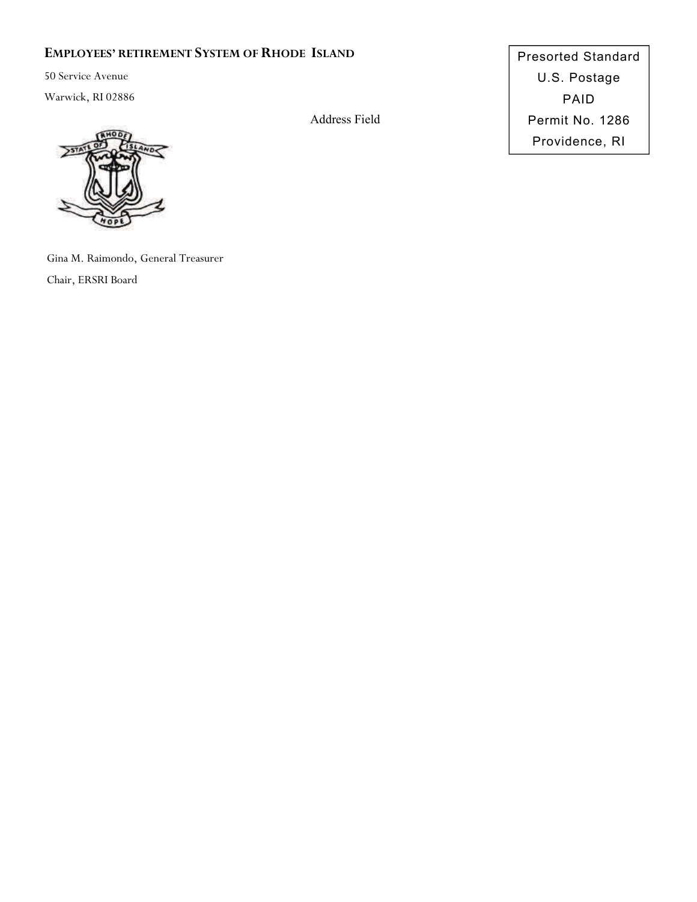**EMPLOYEES' RETIREMENT SYSTEM OF RHODE ISLAND**

50 Service Avenue

Warwick, RI 02886

Address Field

Presorted Standard
U.S. Postage
PAID
Permit No. 1286
Providence, RI

Gina M. Raimondo, General Treasurer

Chair, ERSRI Board